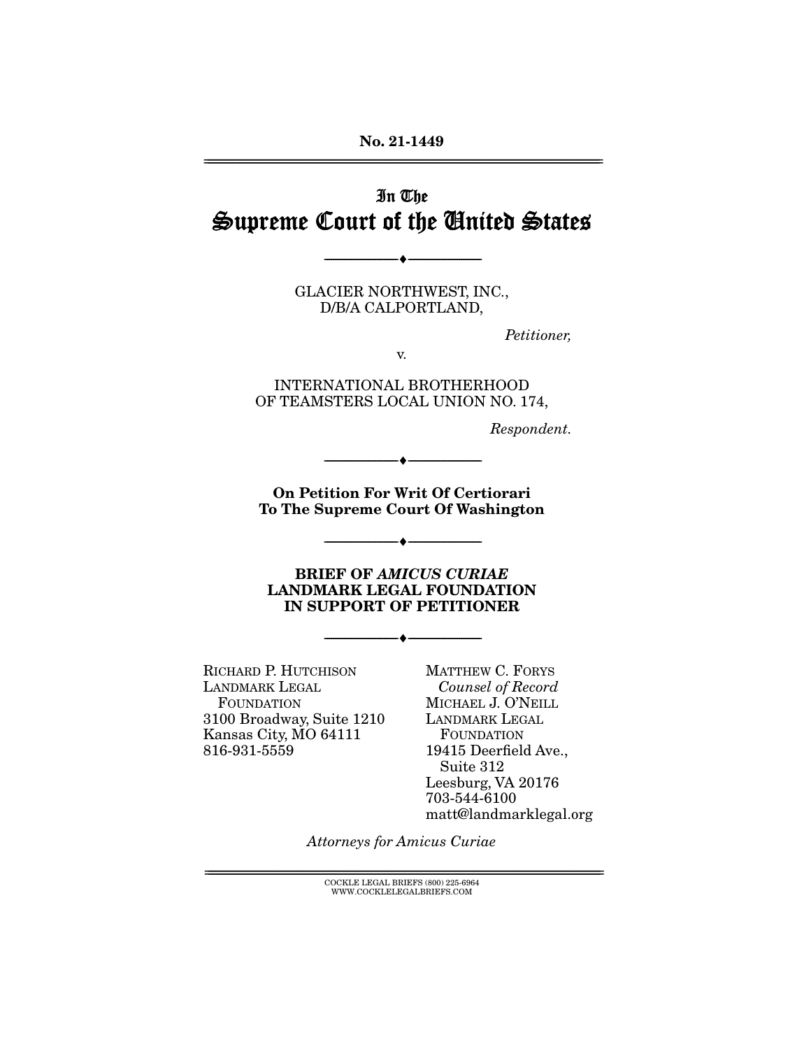No. 21-1449

# In The
# Supreme Court of the United States

---

GLACIER NORTHWEST, INC.,
D/B/A CALPORTLAND,

*Petitioner,*

v.

INTERNATIONAL BROTHERHOOD
OF TEAMSTERS LOCAL UNION NO. 174,

*Respondent.*

---

**On Petition For Writ Of Certiorari
To The Supreme Court Of Washington**

---

**BRIEF OF *AMICUS CURIAE*
LANDMARK LEGAL FOUNDATION
IN SUPPORT OF PETITIONER**

---

RICHARD P. HUTCHISON
LANDMARK LEGAL
FOUNDATION
3100 Broadway, Suite 1210
Kansas City, MO 64111
816-931-5559

MATTHEW C. FORYS
*Counsel of Record*
MICHAEL J. O'NEILL
LANDMARK LEGAL
FOUNDATION
19415 Deerfield Ave.,
Suite 312
Leesburg, VA 20176
703-544-6100
matt@landmarklegal.org

*Attorneys for Amicus Curiae*

COCKLE LEGAL BRIEFS (800) 225-6964
WWW.COCKLELEGALBRIEFS.COM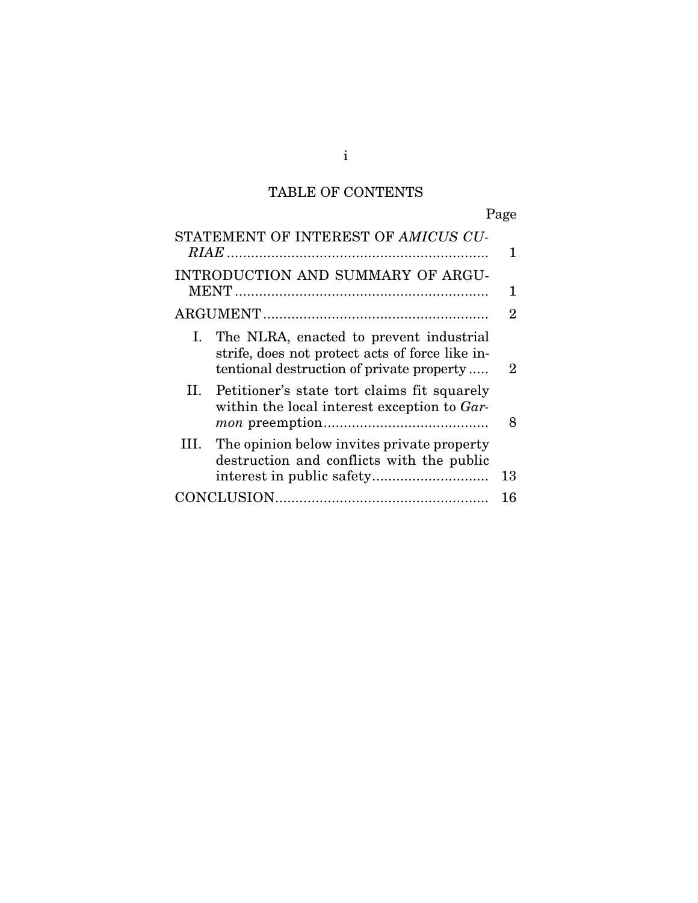# TABLE OF CONTENTS

| | Page |
|---|---|
| STATEMENT OF INTEREST OF *AMICUS CURIAE* | 1 |
| INTRODUCTION AND SUMMARY OF ARGUMENT | 1 |
| ARGUMENT | 2 |
| I. The NLRA, enacted to prevent industrial strife, does not protect acts of force like intentional destruction of private property | 2 |
| II. Petitioner's state tort claims fit squarely within the local interest exception to *Garmon* preemption | 8 |
| III. The opinion below invites private property destruction and conflicts with the public interest in public safety | 13 |
| CONCLUSION | 16 |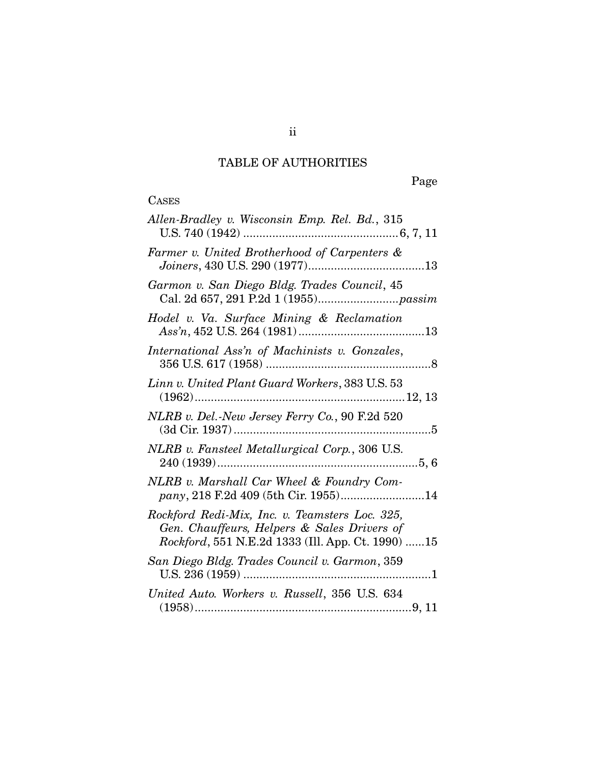# TABLE OF AUTHORITIES

Page

## CASES

*Allen-Bradley v. Wisconsin Emp. Rel. Bd.*, 315 U.S. 740 (1942) ................................................6, 7, 11

*Farmer v. United Brotherhood of Carpenters & Joiners*, 430 U.S. 290 (1977)....................................13

*Garmon v. San Diego Bldg. Trades Council*, 45 Cal. 2d 657, 291 P.2d 1 (1955).........................*passim*

*Hodel v. Va. Surface Mining & Reclamation Ass'n*, 452 U.S. 264 (1981).......................................13

*International Ass'n of Machinists v. Gonzales*, 356 U.S. 617 (1958) ..................................................8

*Linn v. United Plant Guard Workers*, 383 U.S. 53 (1962).................................................................12, 13

*NLRB v. Del.-New Jersey Ferry Co.*, 90 F.2d 520 (3d Cir. 1937).............................................................5

*NLRB v. Fansteel Metallurgical Corp.*, 306 U.S. 240 (1939)..............................................................5, 6

*NLRB v. Marshall Car Wheel & Foundry Company*, 218 F.2d 409 (5th Cir. 1955)..........................14

*Rockford Redi-Mix, Inc. v. Teamsters Loc. 325, Gen. Chauffeurs, Helpers & Sales Drivers of Rockford*, 551 N.E.2d 1333 (Ill. App. Ct. 1990) ......15

*San Diego Bldg. Trades Council v. Garmon*, 359 U.S. 236 (1959) ..........................................................1

*United Auto. Workers v. Russell*, 356 U.S. 634 (1958)...................................................................9, 11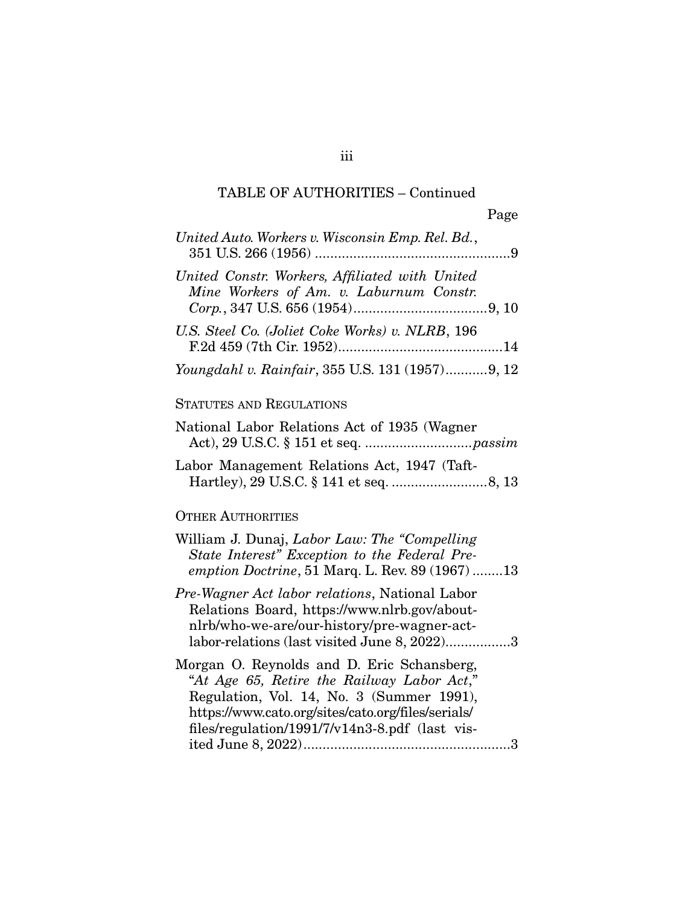TABLE OF AUTHORITIES – Continued

Page

*United Auto. Workers v. Wisconsin Emp. Rel. Bd.*, 351 U.S. 266 (1956) ....................................................9

*United Constr. Workers, Affiliated with United Mine Workers of Am. v. Laburnum Constr. Corp.*, 347 U.S. 656 (1954)...................................9, 10

*U.S. Steel Co. (Joliet Coke Works) v. NLRB*, 196 F.2d 459 (7th Cir. 1952)...........................................14

*Youngdahl v. Rainfair*, 355 U.S. 131 (1957)...........9, 12

STATUTES AND REGULATIONS

National Labor Relations Act of 1935 (Wagner Act), 29 U.S.C. § 151 et seq. ............................*passim*

Labor Management Relations Act, 1947 (Taft-Hartley), 29 U.S.C. § 141 et seq. .........................8, 13

OTHER AUTHORITIES

William J. Dunaj, *Labor Law: The "Compelling State Interest" Exception to the Federal Preemption Doctrine*, 51 Marq. L. Rev. 89 (1967) ........13

*Pre-Wagner Act labor relations*, National Labor Relations Board, https://www.nlrb.gov/about-nlrb/who-we-are/our-history/pre-wagner-act-labor-relations (last visited June 8, 2022).................3

Morgan O. Reynolds and D. Eric Schansberg, "*At Age 65, Retire the Railway Labor Act*," Regulation, Vol. 14, No. 3 (Summer 1991), https://www.cato.org/sites/cato.org/files/serials/files/regulation/1991/7/v14n3-8.pdf (last visited June 8, 2022)......................................................3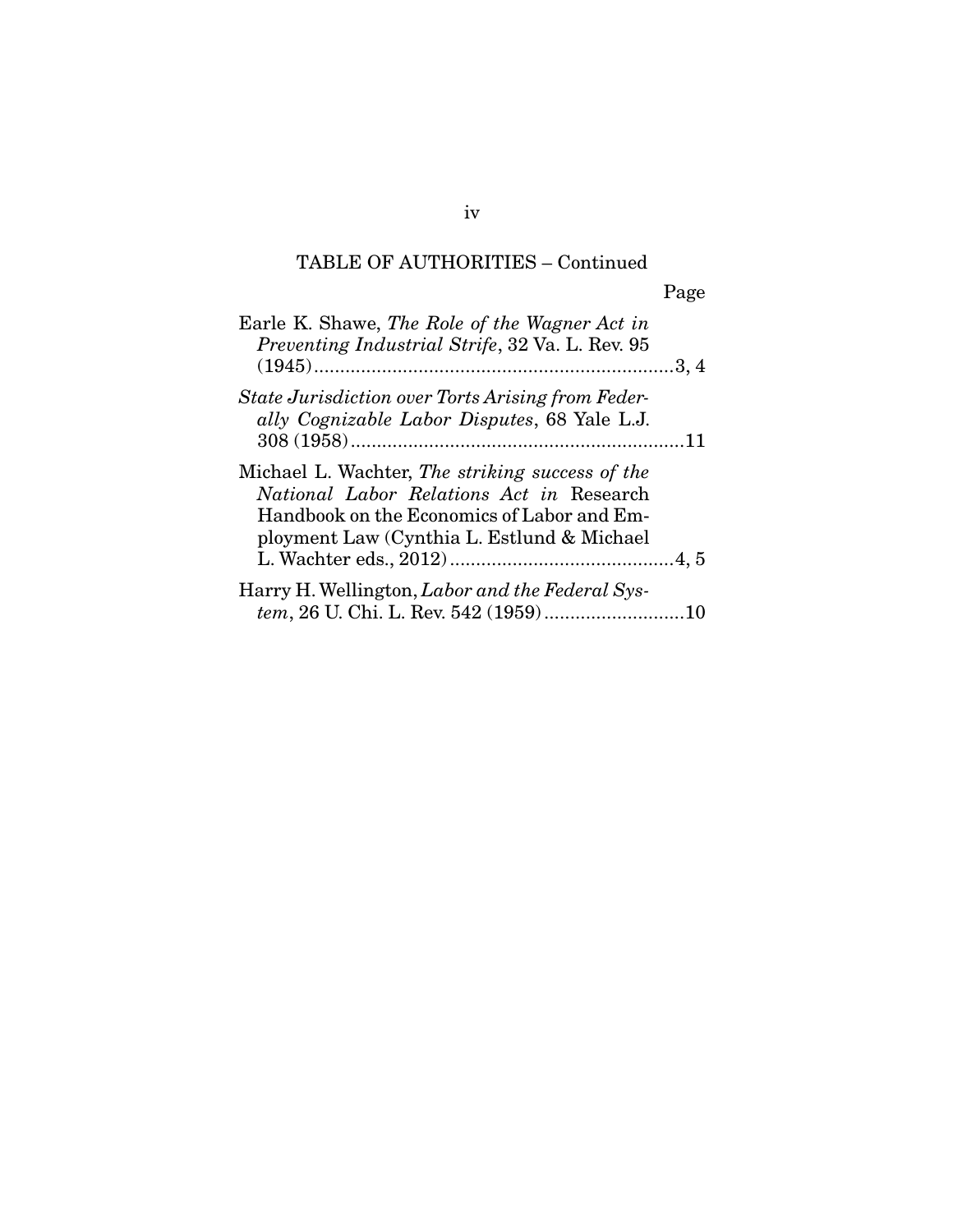TABLE OF AUTHORITIES – Continued

Page

Earle K. Shawe, *The Role of the Wagner Act in Preventing Industrial Strife*, 32 Va. L. Rev. 95 (1945) ....................................................................3, 4

*State Jurisdiction over Torts Arising from Federally Cognizable Labor Disputes*, 68 Yale L.J. 308 (1958) ...............................................................11

Michael L. Wachter, *The striking success of the National Labor Relations Act in* Research Handbook on the Economics of Labor and Employment Law (Cynthia L. Estlund & Michael L. Wachter eds., 2012) ..........................................4, 5

Harry H. Wellington, *Labor and the Federal System*, 26 U. Chi. L. Rev. 542 (1959) ..........................10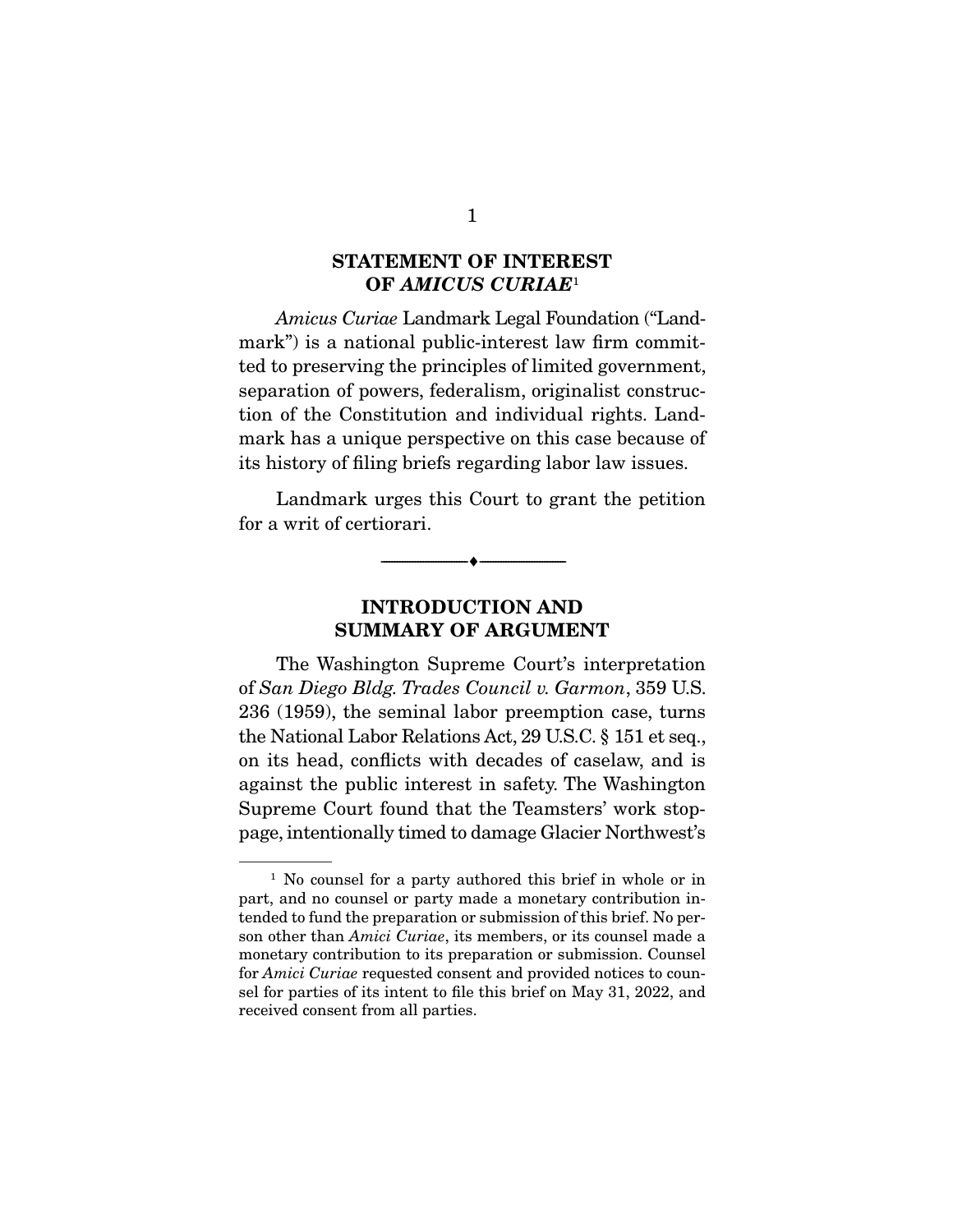## STATEMENT OF INTEREST OF *AMICUS CURIAE*[1]

*Amicus Curiae* Landmark Legal Foundation ("Landmark") is a national public-interest law firm committed to preserving the principles of limited government, separation of powers, federalism, originalist construction of the Constitution and individual rights. Landmark has a unique perspective on this case because of its history of filing briefs regarding labor law issues.

Landmark urges this Court to grant the petition for a writ of certiorari.

---

## INTRODUCTION AND SUMMARY OF ARGUMENT

The Washington Supreme Court's interpretation of *San Diego Bldg. Trades Council v. Garmon*, 359 U.S. 236 (1959), the seminal labor preemption case, turns the National Labor Relations Act, 29 U.S.C. § 151 et seq., on its head, conflicts with decades of caselaw, and is against the public interest in safety. The Washington Supreme Court found that the Teamsters' work stoppage, intentionally timed to damage Glacier Northwest's

[1] No counsel for a party authored this brief in whole or in part, and no counsel or party made a monetary contribution intended to fund the preparation or submission of this brief. No person other than *Amici Curiae*, its members, or its counsel made a monetary contribution to its preparation or submission. Counsel for *Amici Curiae* requested consent and provided notices to counsel for parties of its intent to file this brief on May 31, 2022, and received consent from all parties.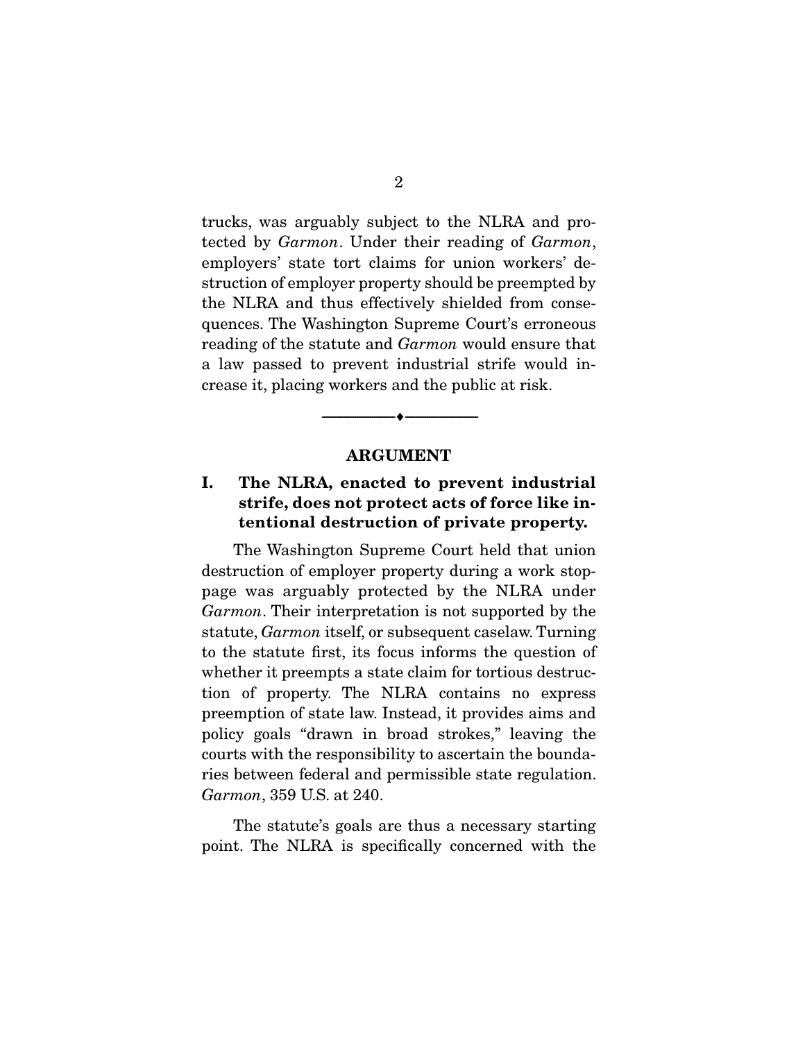trucks, was arguably subject to the NLRA and protected by *Garmon*. Under their reading of *Garmon*, employers' state tort claims for union workers' destruction of employer property should be preempted by the NLRA and thus effectively shielded from consequences. The Washington Supreme Court's erroneous reading of the statute and *Garmon* would ensure that a law passed to prevent industrial strife would increase it, placing workers and the public at risk.

---

## ARGUMENT

### I. The NLRA, enacted to prevent industrial strife, does not protect acts of force like intentional destruction of private property.

The Washington Supreme Court held that union destruction of employer property during a work stoppage was arguably protected by the NLRA under *Garmon*. Their interpretation is not supported by the statute, *Garmon* itself, or subsequent caselaw. Turning to the statute first, its focus informs the question of whether it preempts a state claim for tortious destruction of property. The NLRA contains no express preemption of state law. Instead, it provides aims and policy goals "drawn in broad strokes," leaving the courts with the responsibility to ascertain the boundaries between federal and permissible state regulation. *Garmon*, 359 U.S. at 240.

The statute's goals are thus a necessary starting point. The NLRA is specifically concerned with the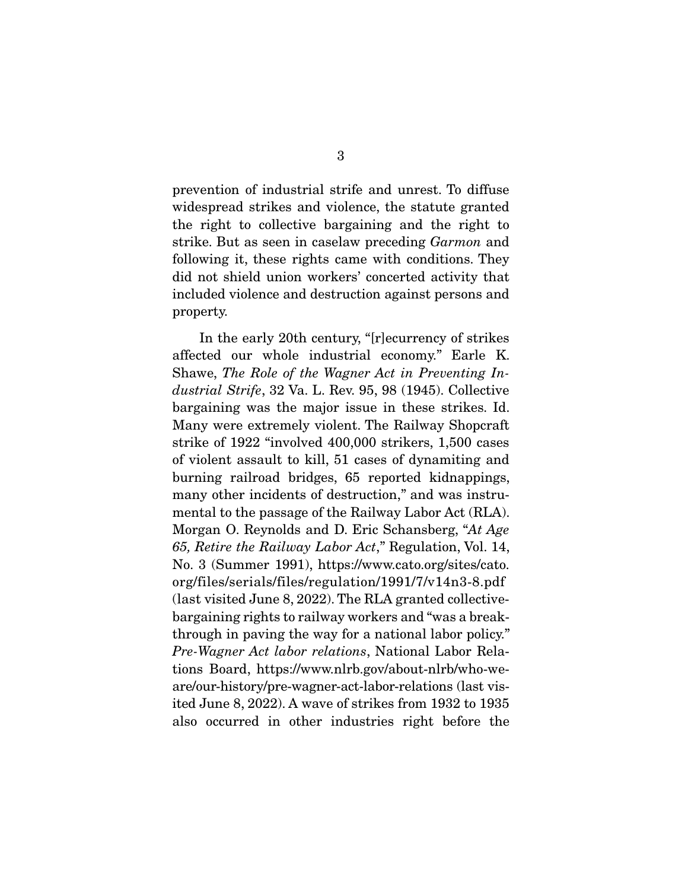prevention of industrial strife and unrest. To diffuse widespread strikes and violence, the statute granted the right to collective bargaining and the right to strike. But as seen in caselaw preceding *Garmon* and following it, these rights came with conditions. They did not shield union workers' concerted activity that included violence and destruction against persons and property.

In the early 20th century, "[r]ecurrency of strikes affected our whole industrial economy." Earle K. Shawe, *The Role of the Wagner Act in Preventing Industrial Strife*, 32 Va. L. Rev. 95, 98 (1945). Collective bargaining was the major issue in these strikes. Id. Many were extremely violent. The Railway Shopcraft strike of 1922 "involved 400,000 strikers, 1,500 cases of violent assault to kill, 51 cases of dynamiting and burning railroad bridges, 65 reported kidnappings, many other incidents of destruction," and was instrumental to the passage of the Railway Labor Act (RLA). Morgan O. Reynolds and D. Eric Schansberg, "*At Age 65, Retire the Railway Labor Act*," Regulation, Vol. 14, No. 3 (Summer 1991), https://www.cato.org/sites/cato.org/files/serials/files/regulation/1991/7/v14n3-8.pdf (last visited June 8, 2022). The RLA granted collective-bargaining rights to railway workers and "was a breakthrough in paving the way for a national labor policy." *Pre-Wagner Act labor relations*, National Labor Relations Board, https://www.nlrb.gov/about-nlrb/who-we-are/our-history/pre-wagner-act-labor-relations (last visited June 8, 2022). A wave of strikes from 1932 to 1935 also occurred in other industries right before the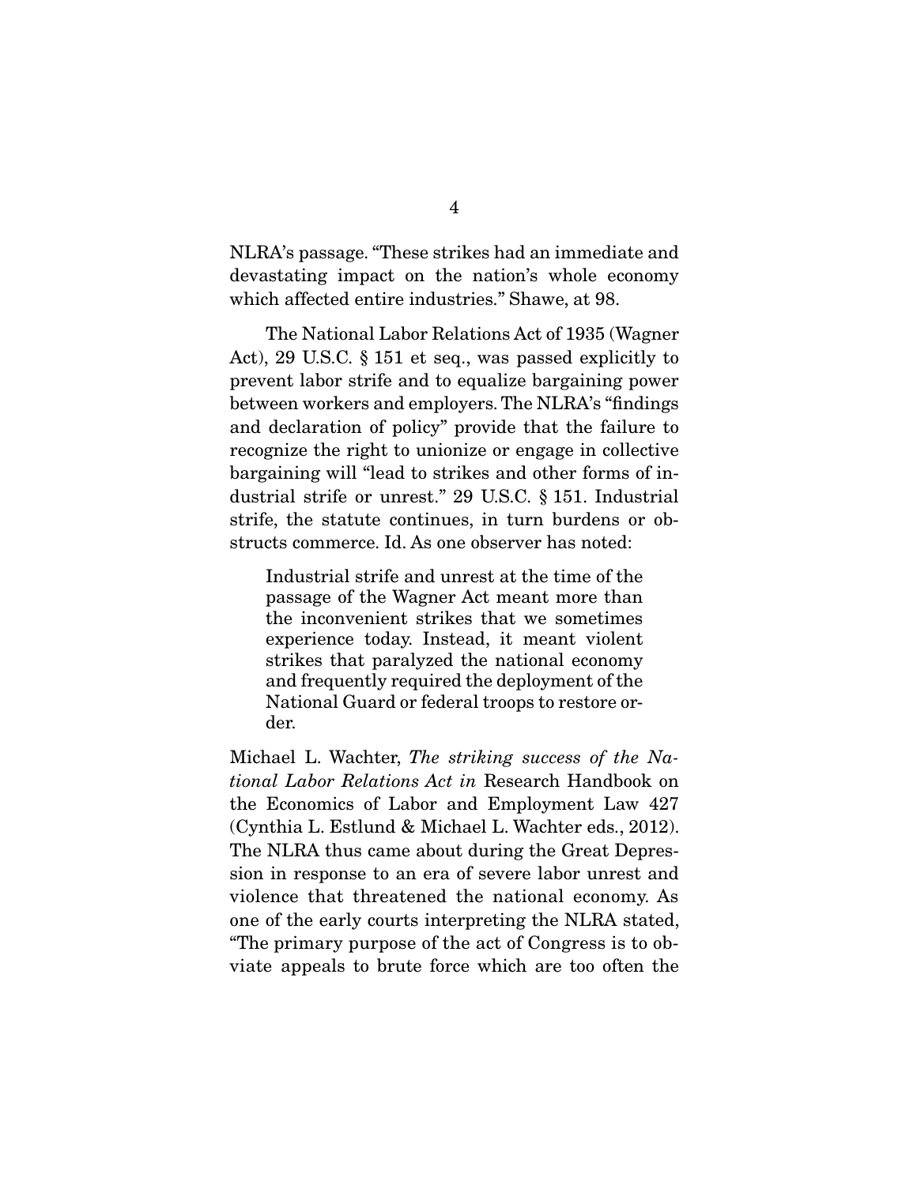NLRA's passage. "These strikes had an immediate and devastating impact on the nation's whole economy which affected entire industries." Shawe, at 98.

The National Labor Relations Act of 1935 (Wagner Act), 29 U.S.C. § 151 et seq., was passed explicitly to prevent labor strife and to equalize bargaining power between workers and employers. The NLRA's "findings and declaration of policy" provide that the failure to recognize the right to unionize or engage in collective bargaining will "lead to strikes and other forms of industrial strife or unrest." 29 U.S.C. § 151. Industrial strife, the statute continues, in turn burdens or obstructs commerce. Id. As one observer has noted:

> Industrial strife and unrest at the time of the passage of the Wagner Act meant more than the inconvenient strikes that we sometimes experience today. Instead, it meant violent strikes that paralyzed the national economy and frequently required the deployment of the National Guard or federal troops to restore order.

Michael L. Wachter, *The striking success of the National Labor Relations Act in* Research Handbook on the Economics of Labor and Employment Law 427 (Cynthia L. Estlund & Michael L. Wachter eds., 2012). The NLRA thus came about during the Great Depression in response to an era of severe labor unrest and violence that threatened the national economy. As one of the early courts interpreting the NLRA stated, "The primary purpose of the act of Congress is to obviate appeals to brute force which are too often the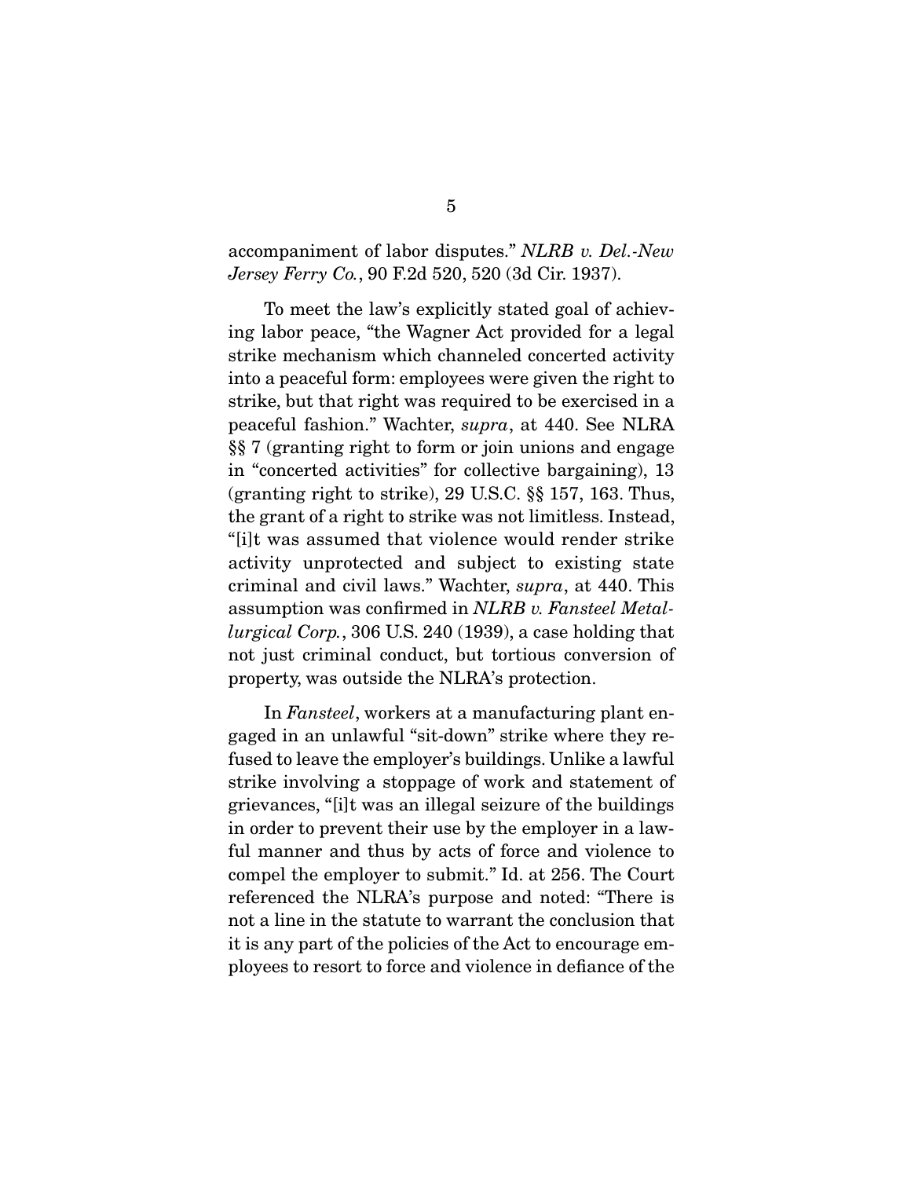accompaniment of labor disputes." *NLRB v. Del.-New Jersey Ferry Co.*, 90 F.2d 520, 520 (3d Cir. 1937).

To meet the law's explicitly stated goal of achieving labor peace, "the Wagner Act provided for a legal strike mechanism which channeled concerted activity into a peaceful form: employees were given the right to strike, but that right was required to be exercised in a peaceful fashion." Wachter, *supra*, at 440. See NLRA §§ 7 (granting right to form or join unions and engage in "concerted activities" for collective bargaining), 13 (granting right to strike), 29 U.S.C. §§ 157, 163. Thus, the grant of a right to strike was not limitless. Instead, "[i]t was assumed that violence would render strike activity unprotected and subject to existing state criminal and civil laws." Wachter, *supra*, at 440. This assumption was confirmed in *NLRB v. Fansteel Metallurgical Corp.*, 306 U.S. 240 (1939), a case holding that not just criminal conduct, but tortious conversion of property, was outside the NLRA's protection.

In *Fansteel*, workers at a manufacturing plant engaged in an unlawful "sit-down" strike where they refused to leave the employer's buildings. Unlike a lawful strike involving a stoppage of work and statement of grievances, "[i]t was an illegal seizure of the buildings in order to prevent their use by the employer in a lawful manner and thus by acts of force and violence to compel the employer to submit." Id. at 256. The Court referenced the NLRA's purpose and noted: "There is not a line in the statute to warrant the conclusion that it is any part of the policies of the Act to encourage employees to resort to force and violence in defiance of the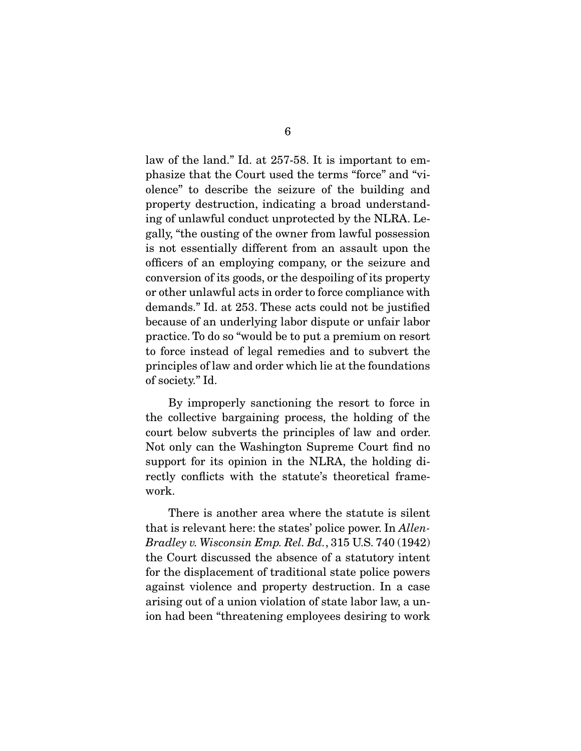law of the land." Id. at 257-58. It is important to emphasize that the Court used the terms "force" and "violence" to describe the seizure of the building and property destruction, indicating a broad understanding of unlawful conduct unprotected by the NLRA. Legally, "the ousting of the owner from lawful possession is not essentially different from an assault upon the officers of an employing company, or the seizure and conversion of its goods, or the despoiling of its property or other unlawful acts in order to force compliance with demands." Id. at 253. These acts could not be justified because of an underlying labor dispute or unfair labor practice. To do so "would be to put a premium on resort to force instead of legal remedies and to subvert the principles of law and order which lie at the foundations of society." Id.

By improperly sanctioning the resort to force in the collective bargaining process, the holding of the court below subverts the principles of law and order. Not only can the Washington Supreme Court find no support for its opinion in the NLRA, the holding directly conflicts with the statute's theoretical framework.

There is another area where the statute is silent that is relevant here: the states' police power. In *Allen-Bradley v. Wisconsin Emp. Rel. Bd.*, 315 U.S. 740 (1942) the Court discussed the absence of a statutory intent for the displacement of traditional state police powers against violence and property destruction. In a case arising out of a union violation of state labor law, a union had been "threatening employees desiring to work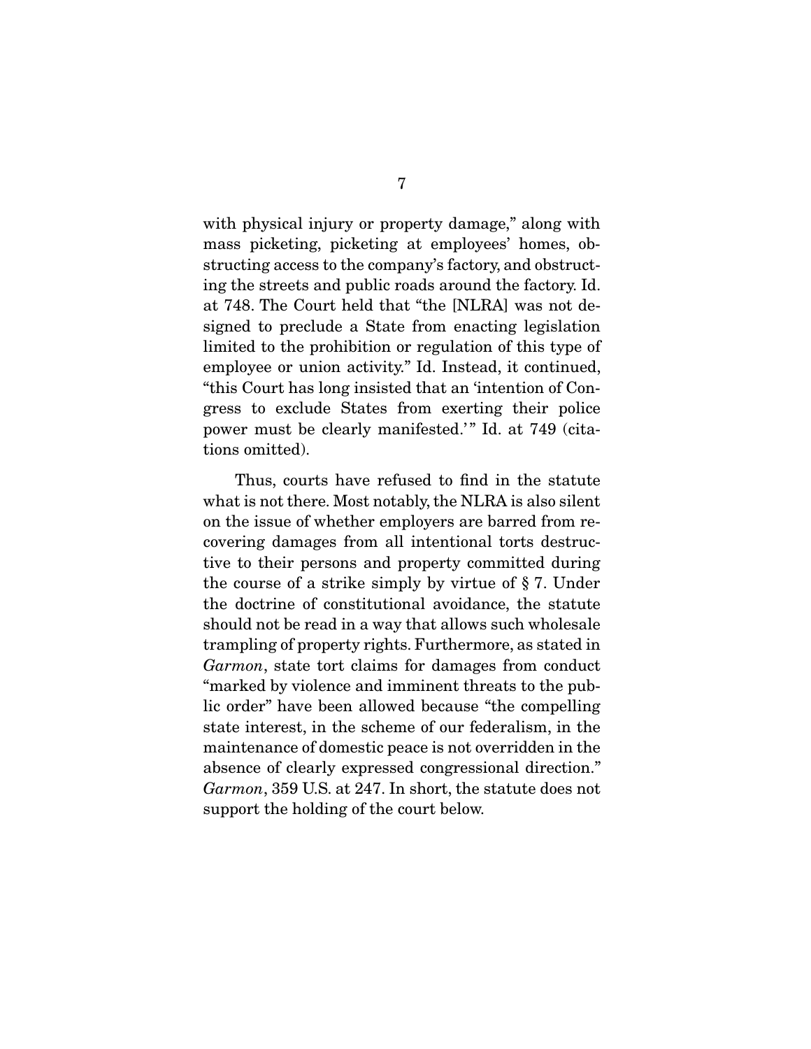with physical injury or property damage," along with mass picketing, picketing at employees' homes, obstructing access to the company's factory, and obstructing the streets and public roads around the factory. Id. at 748. The Court held that "the [NLRA] was not designed to preclude a State from enacting legislation limited to the prohibition or regulation of this type of employee or union activity." Id. Instead, it continued, "this Court has long insisted that an 'intention of Congress to exclude States from exerting their police power must be clearly manifested.'" Id. at 749 (citations omitted).

Thus, courts have refused to find in the statute what is not there. Most notably, the NLRA is also silent on the issue of whether employers are barred from recovering damages from all intentional torts destructive to their persons and property committed during the course of a strike simply by virtue of § 7. Under the doctrine of constitutional avoidance, the statute should not be read in a way that allows such wholesale trampling of property rights. Furthermore, as stated in *Garmon*, state tort claims for damages from conduct "marked by violence and imminent threats to the public order" have been allowed because "the compelling state interest, in the scheme of our federalism, in the maintenance of domestic peace is not overridden in the absence of clearly expressed congressional direction." *Garmon*, 359 U.S. at 247. In short, the statute does not support the holding of the court below.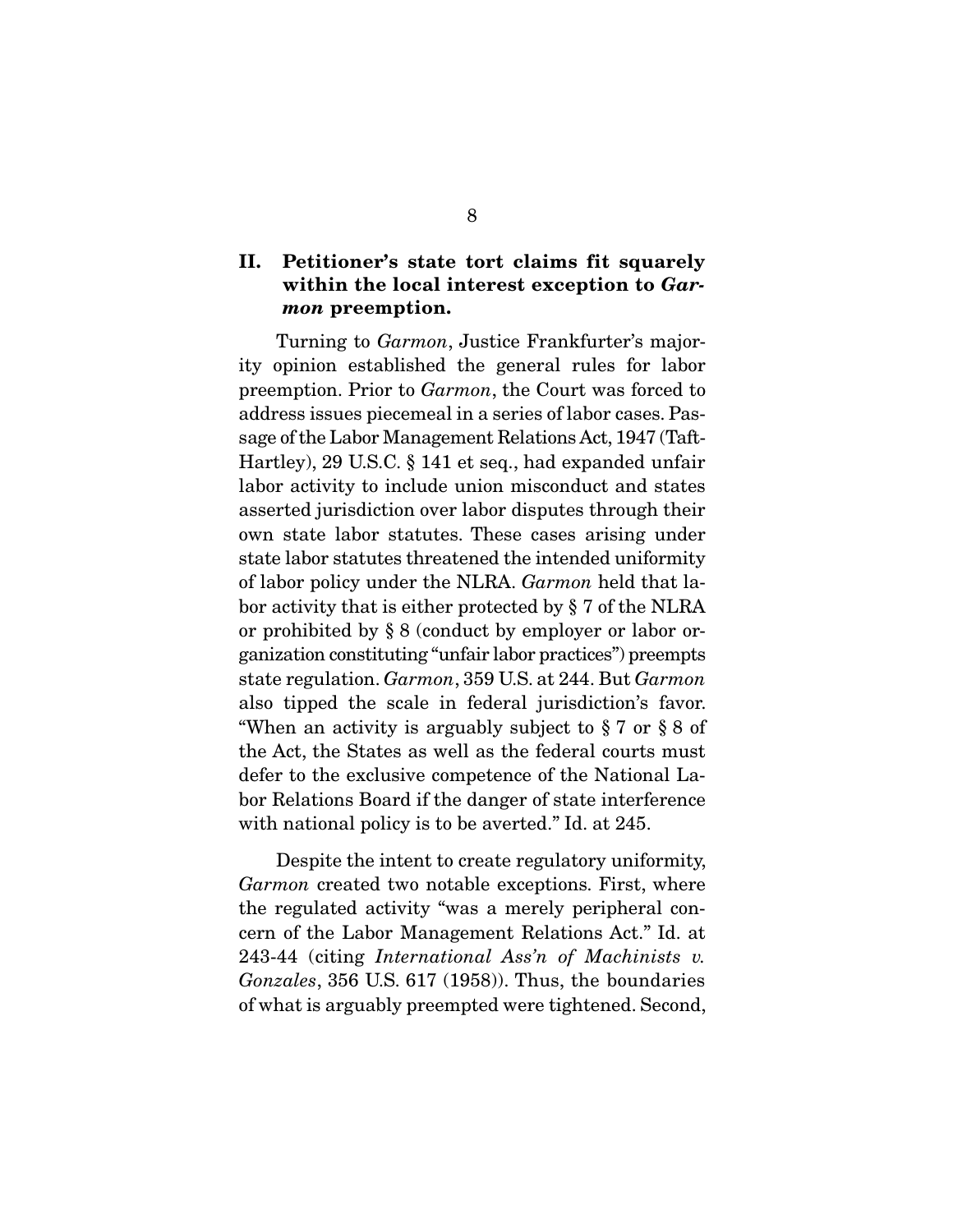## II. Petitioner's state tort claims fit squarely within the local interest exception to *Garmon* preemption.

Turning to *Garmon*, Justice Frankfurter's majority opinion established the general rules for labor preemption. Prior to *Garmon*, the Court was forced to address issues piecemeal in a series of labor cases. Passage of the Labor Management Relations Act, 1947 (Taft-Hartley), 29 U.S.C. § 141 et seq., had expanded unfair labor activity to include union misconduct and states asserted jurisdiction over labor disputes through their own state labor statutes. These cases arising under state labor statutes threatened the intended uniformity of labor policy under the NLRA. *Garmon* held that labor activity that is either protected by § 7 of the NLRA or prohibited by § 8 (conduct by employer or labor organization constituting "unfair labor practices") preempts state regulation. *Garmon*, 359 U.S. at 244. But *Garmon* also tipped the scale in federal jurisdiction's favor. "When an activity is arguably subject to § 7 or § 8 of the Act, the States as well as the federal courts must defer to the exclusive competence of the National Labor Relations Board if the danger of state interference with national policy is to be averted." Id. at 245.

Despite the intent to create regulatory uniformity, *Garmon* created two notable exceptions. First, where the regulated activity "was a merely peripheral concern of the Labor Management Relations Act." Id. at 243-44 (citing *International Ass'n of Machinists v. Gonzales*, 356 U.S. 617 (1958)). Thus, the boundaries of what is arguably preempted were tightened. Second,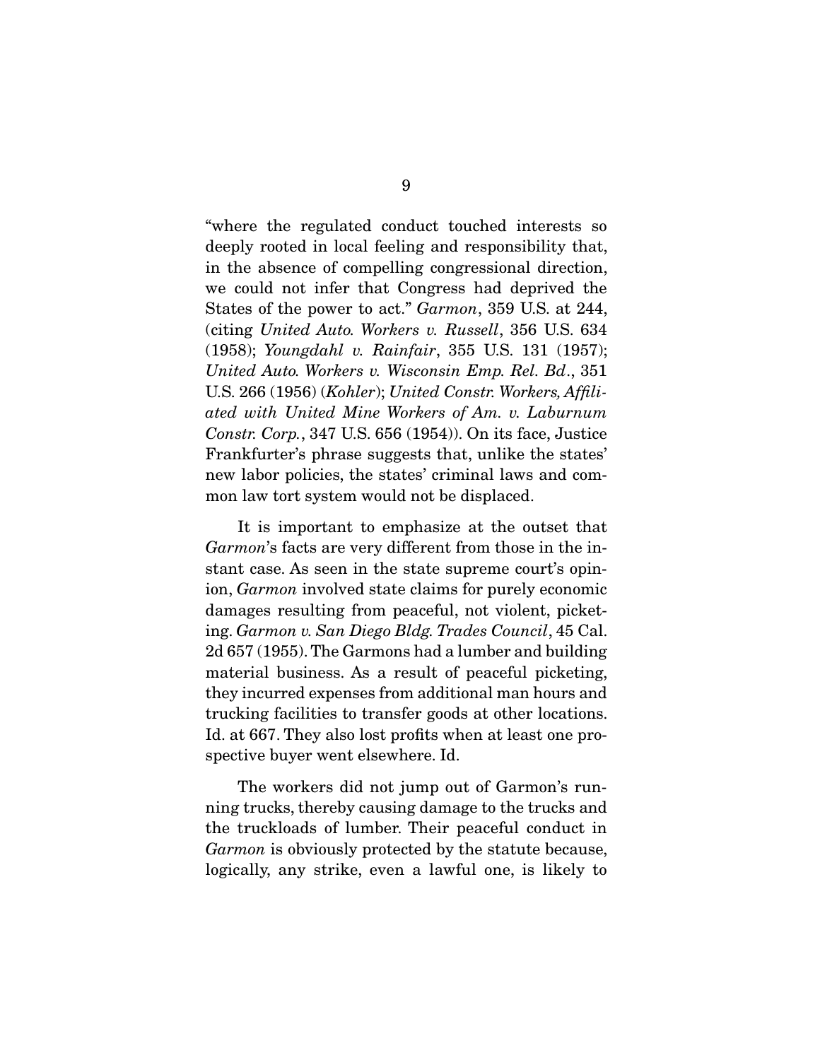"where the regulated conduct touched interests so deeply rooted in local feeling and responsibility that, in the absence of compelling congressional direction, we could not infer that Congress had deprived the States of the power to act." *Garmon*, 359 U.S. at 244, (citing *United Auto. Workers v. Russell*, 356 U.S. 634 (1958); *Youngdahl v. Rainfair*, 355 U.S. 131 (1957); *United Auto. Workers v. Wisconsin Emp. Rel. Bd*., 351 U.S. 266 (1956) (*Kohler*); *United Constr. Workers, Affiliated with United Mine Workers of Am. v. Laburnum Constr. Corp.*, 347 U.S. 656 (1954)). On its face, Justice Frankfurter's phrase suggests that, unlike the states' new labor policies, the states' criminal laws and common law tort system would not be displaced.

It is important to emphasize at the outset that *Garmon*'s facts are very different from those in the instant case. As seen in the state supreme court's opinion, *Garmon* involved state claims for purely economic damages resulting from peaceful, not violent, picketing. *Garmon v. San Diego Bldg. Trades Council*, 45 Cal. 2d 657 (1955). The Garmons had a lumber and building material business. As a result of peaceful picketing, they incurred expenses from additional man hours and trucking facilities to transfer goods at other locations. Id. at 667. They also lost profits when at least one prospective buyer went elsewhere. Id.

The workers did not jump out of Garmon's running trucks, thereby causing damage to the trucks and the truckloads of lumber. Their peaceful conduct in *Garmon* is obviously protected by the statute because, logically, any strike, even a lawful one, is likely to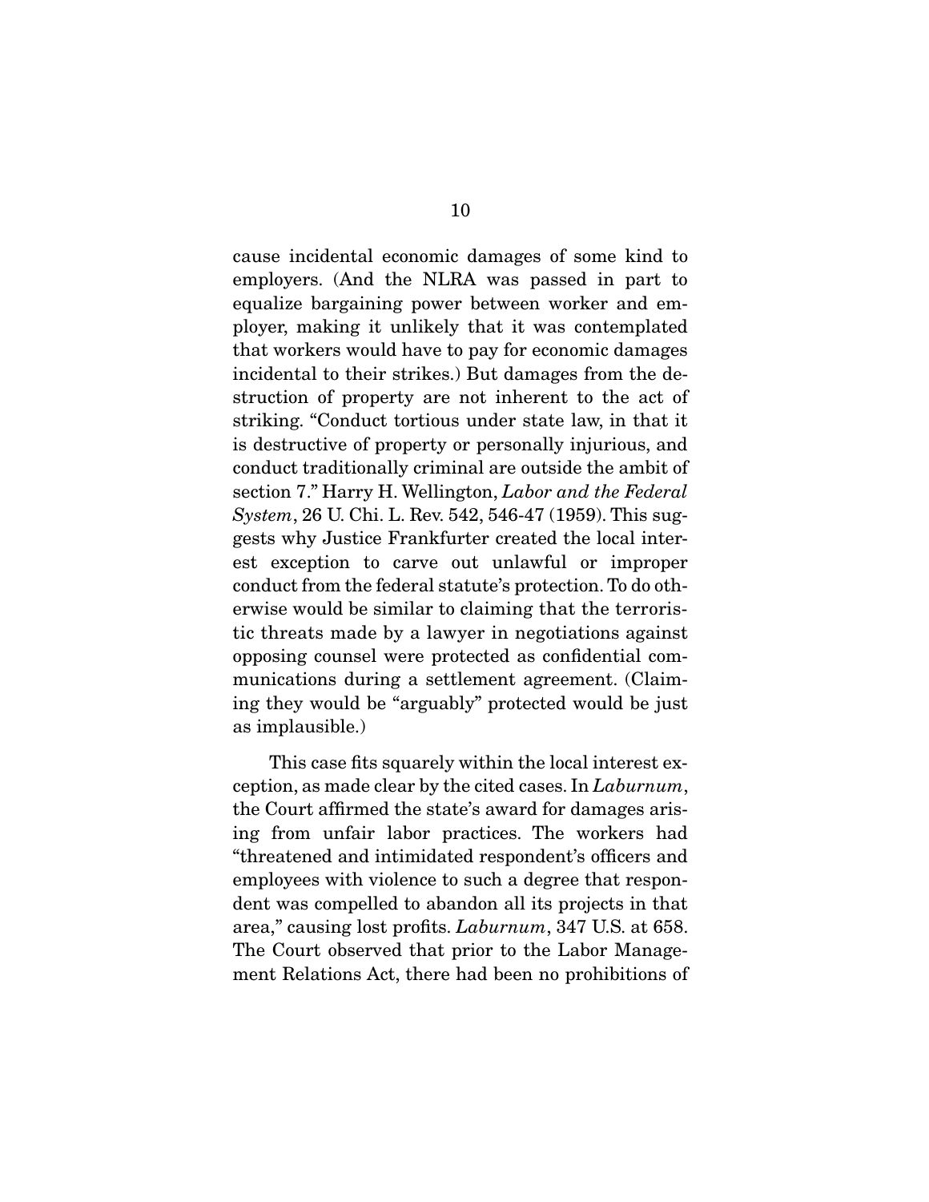cause incidental economic damages of some kind to employers. (And the NLRA was passed in part to equalize bargaining power between worker and employer, making it unlikely that it was contemplated that workers would have to pay for economic damages incidental to their strikes.) But damages from the destruction of property are not inherent to the act of striking. "Conduct tortious under state law, in that it is destructive of property or personally injurious, and conduct traditionally criminal are outside the ambit of section 7." Harry H. Wellington, *Labor and the Federal System*, 26 U. Chi. L. Rev. 542, 546-47 (1959). This suggests why Justice Frankfurter created the local interest exception to carve out unlawful or improper conduct from the federal statute's protection. To do otherwise would be similar to claiming that the terroristic threats made by a lawyer in negotiations against opposing counsel were protected as confidential communications during a settlement agreement. (Claiming they would be "arguably" protected would be just as implausible.)

This case fits squarely within the local interest exception, as made clear by the cited cases. In *Laburnum*, the Court affirmed the state's award for damages arising from unfair labor practices. The workers had "threatened and intimidated respondent's officers and employees with violence to such a degree that respondent was compelled to abandon all its projects in that area," causing lost profits. *Laburnum*, 347 U.S. at 658. The Court observed that prior to the Labor Management Relations Act, there had been no prohibitions of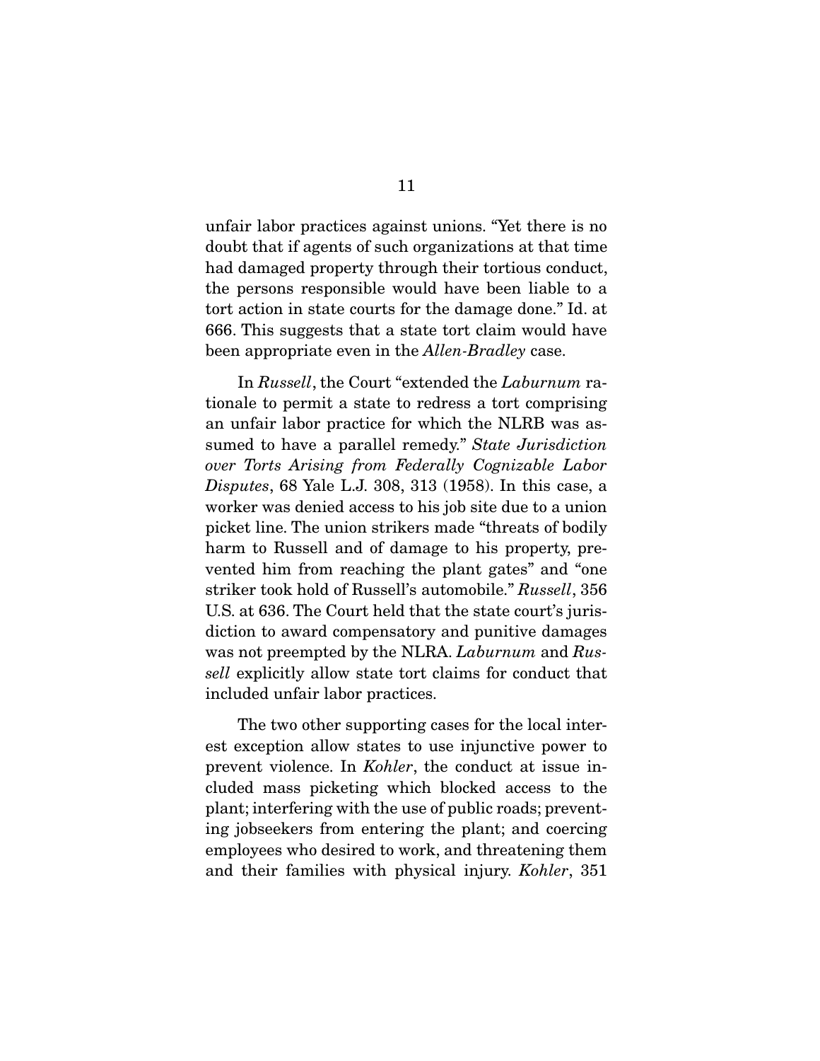unfair labor practices against unions. "Yet there is no doubt that if agents of such organizations at that time had damaged property through their tortious conduct, the persons responsible would have been liable to a tort action in state courts for the damage done." Id. at 666. This suggests that a state tort claim would have been appropriate even in the *Allen-Bradley* case.

In *Russell*, the Court "extended the *Laburnum* rationale to permit a state to redress a tort comprising an unfair labor practice for which the NLRB was assumed to have a parallel remedy." *State Jurisdiction over Torts Arising from Federally Cognizable Labor Disputes*, 68 Yale L.J. 308, 313 (1958). In this case, a worker was denied access to his job site due to a union picket line. The union strikers made "threats of bodily harm to Russell and of damage to his property, prevented him from reaching the plant gates" and "one striker took hold of Russell's automobile." *Russell*, 356 U.S. at 636. The Court held that the state court's jurisdiction to award compensatory and punitive damages was not preempted by the NLRA. *Laburnum* and *Russell* explicitly allow state tort claims for conduct that included unfair labor practices.

The two other supporting cases for the local interest exception allow states to use injunctive power to prevent violence. In *Kohler*, the conduct at issue included mass picketing which blocked access to the plant; interfering with the use of public roads; preventing jobseekers from entering the plant; and coercing employees who desired to work, and threatening them and their families with physical injury. *Kohler*, 351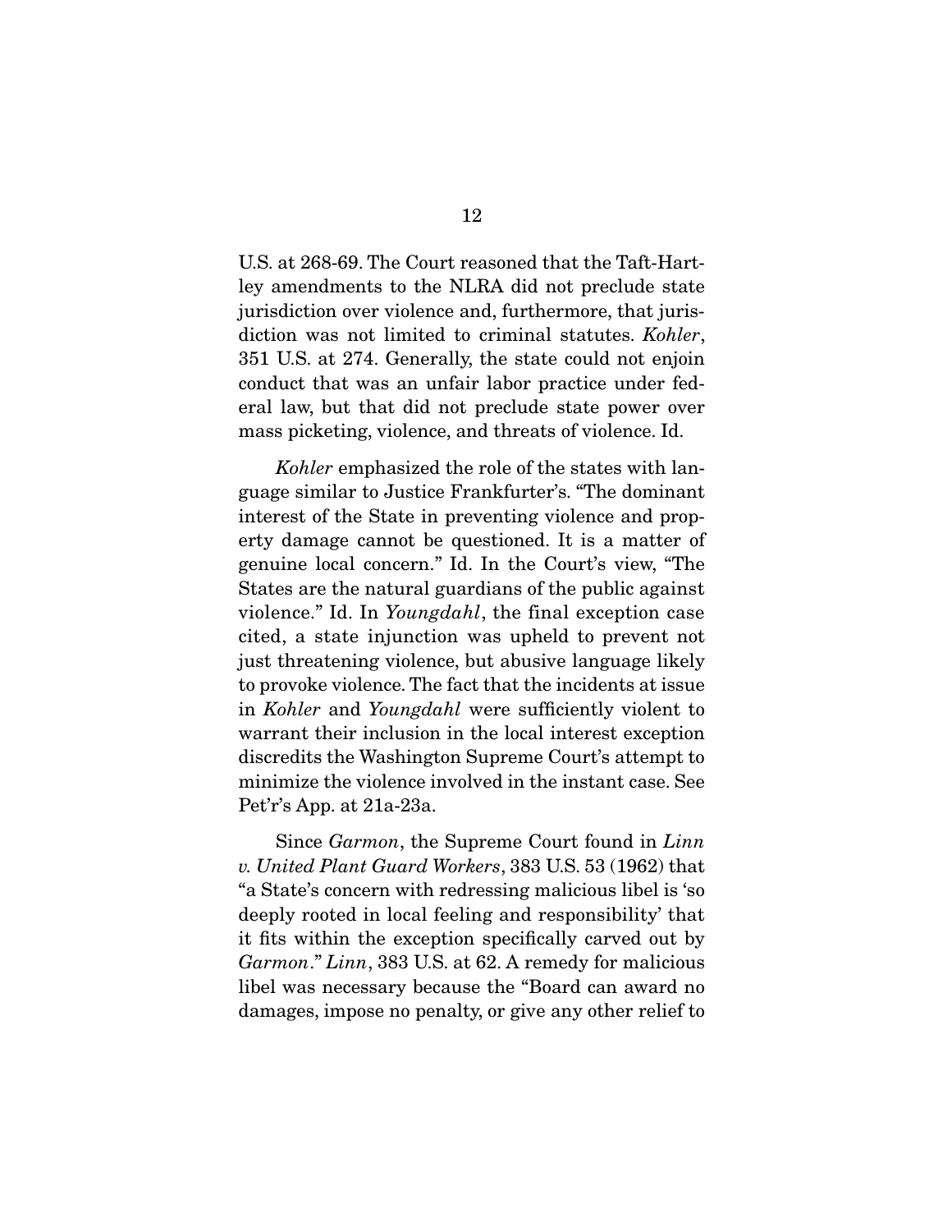U.S. at 268-69. The Court reasoned that the Taft-Hartley amendments to the NLRA did not preclude state jurisdiction over violence and, furthermore, that jurisdiction was not limited to criminal statutes. *Kohler*, 351 U.S. at 274. Generally, the state could not enjoin conduct that was an unfair labor practice under federal law, but that did not preclude state power over mass picketing, violence, and threats of violence. Id.

*Kohler* emphasized the role of the states with language similar to Justice Frankfurter's. "The dominant interest of the State in preventing violence and property damage cannot be questioned. It is a matter of genuine local concern." Id. In the Court's view, "The States are the natural guardians of the public against violence." Id. In *Youngdahl*, the final exception case cited, a state injunction was upheld to prevent not just threatening violence, but abusive language likely to provoke violence. The fact that the incidents at issue in *Kohler* and *Youngdahl* were sufficiently violent to warrant their inclusion in the local interest exception discredits the Washington Supreme Court's attempt to minimize the violence involved in the instant case. See Pet'r's App. at 21a-23a.

Since *Garmon*, the Supreme Court found in *Linn v. United Plant Guard Workers*, 383 U.S. 53 (1962) that "a State's concern with redressing malicious libel is 'so deeply rooted in local feeling and responsibility' that it fits within the exception specifically carved out by *Garmon*." *Linn*, 383 U.S. at 62. A remedy for malicious libel was necessary because the "Board can award no damages, impose no penalty, or give any other relief to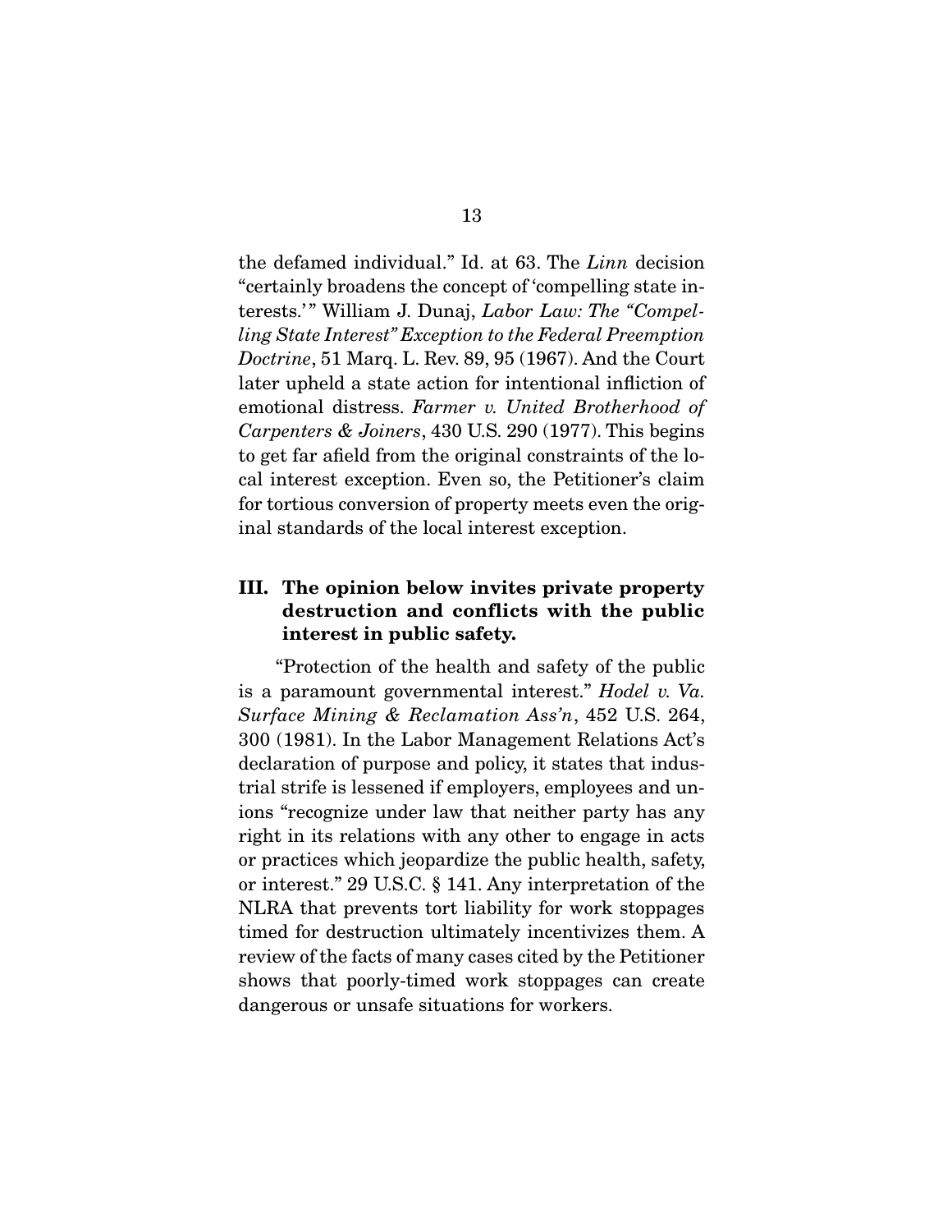the defamed individual." Id. at 63. The *Linn* decision "certainly broadens the concept of 'compelling state interests.'" William J. Dunaj, *Labor Law: The "Compelling State Interest" Exception to the Federal Preemption Doctrine*, 51 Marq. L. Rev. 89, 95 (1967). And the Court later upheld a state action for intentional infliction of emotional distress. *Farmer v. United Brotherhood of Carpenters & Joiners*, 430 U.S. 290 (1977). This begins to get far afield from the original constraints of the local interest exception. Even so, the Petitioner's claim for tortious conversion of property meets even the original standards of the local interest exception.

## III. The opinion below invites private property destruction and conflicts with the public interest in public safety.

"Protection of the health and safety of the public is a paramount governmental interest." *Hodel v. Va. Surface Mining & Reclamation Ass'n*, 452 U.S. 264, 300 (1981). In the Labor Management Relations Act's declaration of purpose and policy, it states that industrial strife is lessened if employers, employees and unions "recognize under law that neither party has any right in its relations with any other to engage in acts or practices which jeopardize the public health, safety, or interest." 29 U.S.C. § 141. Any interpretation of the NLRA that prevents tort liability for work stoppages timed for destruction ultimately incentivizes them. A review of the facts of many cases cited by the Petitioner shows that poorly-timed work stoppages can create dangerous or unsafe situations for workers.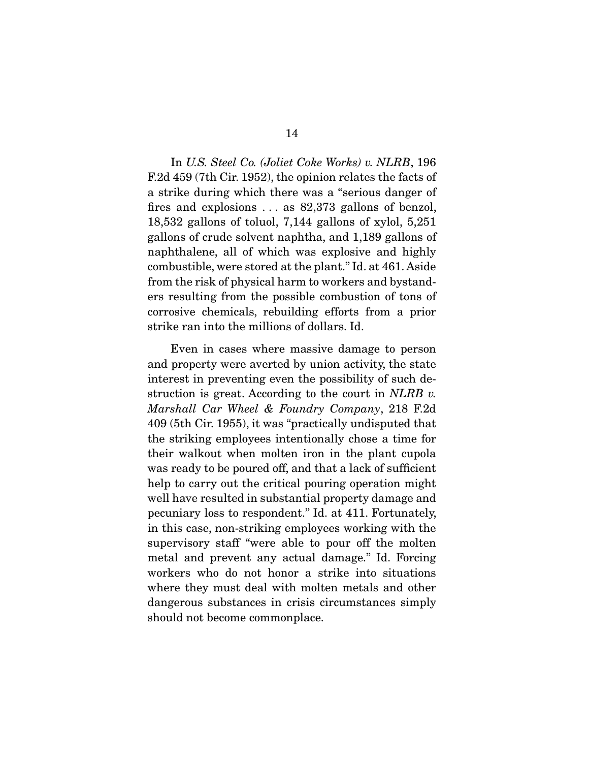In *U.S. Steel Co. (Joliet Coke Works) v. NLRB*, 196 F.2d 459 (7th Cir. 1952), the opinion relates the facts of a strike during which there was a "serious danger of fires and explosions . . . as 82,373 gallons of benzol, 18,532 gallons of toluol, 7,144 gallons of xylol, 5,251 gallons of crude solvent naphtha, and 1,189 gallons of naphthalene, all of which was explosive and highly combustible, were stored at the plant." Id. at 461. Aside from the risk of physical harm to workers and bystanders resulting from the possible combustion of tons of corrosive chemicals, rebuilding efforts from a prior strike ran into the millions of dollars. Id.

Even in cases where massive damage to person and property were averted by union activity, the state interest in preventing even the possibility of such destruction is great. According to the court in *NLRB v. Marshall Car Wheel & Foundry Company*, 218 F.2d 409 (5th Cir. 1955), it was "practically undisputed that the striking employees intentionally chose a time for their walkout when molten iron in the plant cupola was ready to be poured off, and that a lack of sufficient help to carry out the critical pouring operation might well have resulted in substantial property damage and pecuniary loss to respondent." Id. at 411. Fortunately, in this case, non-striking employees working with the supervisory staff "were able to pour off the molten metal and prevent any actual damage." Id. Forcing workers who do not honor a strike into situations where they must deal with molten metals and other dangerous substances in crisis circumstances simply should not become commonplace.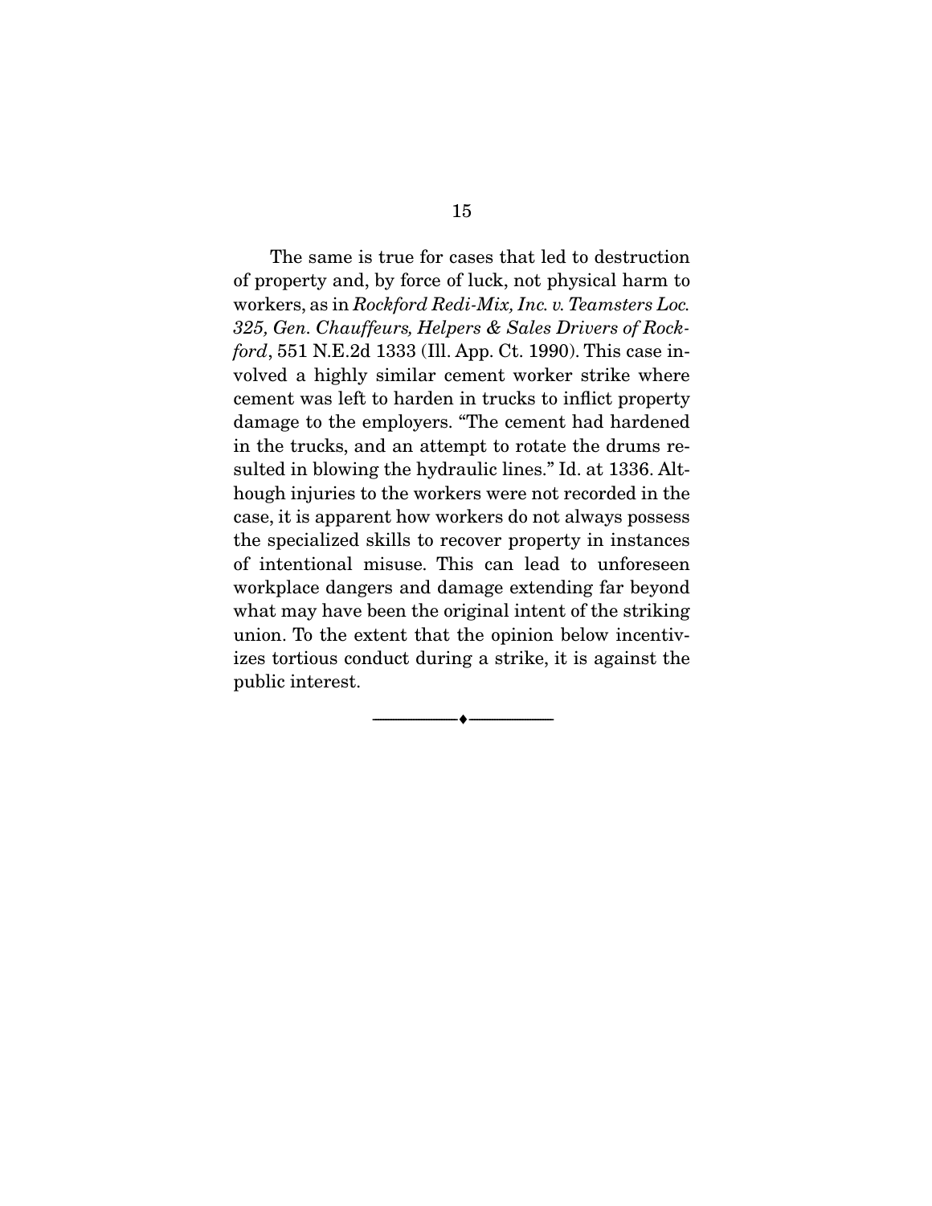The same is true for cases that led to destruction of property and, by force of luck, not physical harm to workers, as in *Rockford Redi-Mix, Inc. v. Teamsters Loc. 325, Gen. Chauffeurs, Helpers & Sales Drivers of Rockford*, 551 N.E.2d 1333 (Ill. App. Ct. 1990). This case involved a highly similar cement worker strike where cement was left to harden in trucks to inflict property damage to the employers. "The cement had hardened in the trucks, and an attempt to rotate the drums resulted in blowing the hydraulic lines." Id. at 1336. Although injuries to the workers were not recorded in the case, it is apparent how workers do not always possess the specialized skills to recover property in instances of intentional misuse. This can lead to unforeseen workplace dangers and damage extending far beyond what may have been the original intent of the striking union. To the extent that the opinion below incentivizes tortious conduct during a strike, it is against the public interest.

---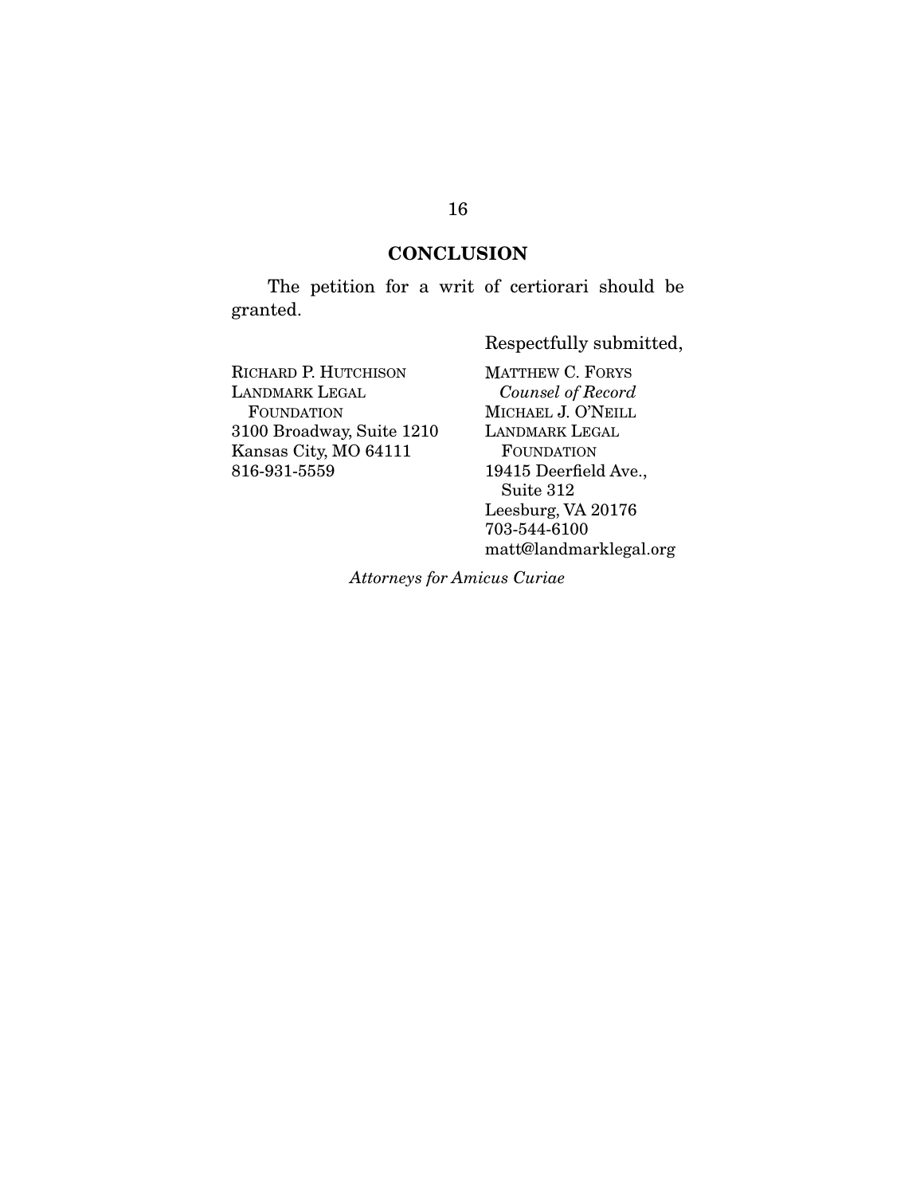## CONCLUSION

The petition for a writ of certiorari should be granted.

Respectfully submitted,

RICHARD P. HUTCHISON
LANDMARK LEGAL
FOUNDATION
3100 Broadway, Suite 1210
Kansas City, MO 64111
816-931-5559

MATTHEW C. FORYS
*Counsel of Record*
MICHAEL J. O'NEILL
LANDMARK LEGAL
FOUNDATION
19415 Deerfield Ave.,
Suite 312
Leesburg, VA 20176
703-544-6100
matt@landmarklegal.org

*Attorneys for Amicus Curiae*